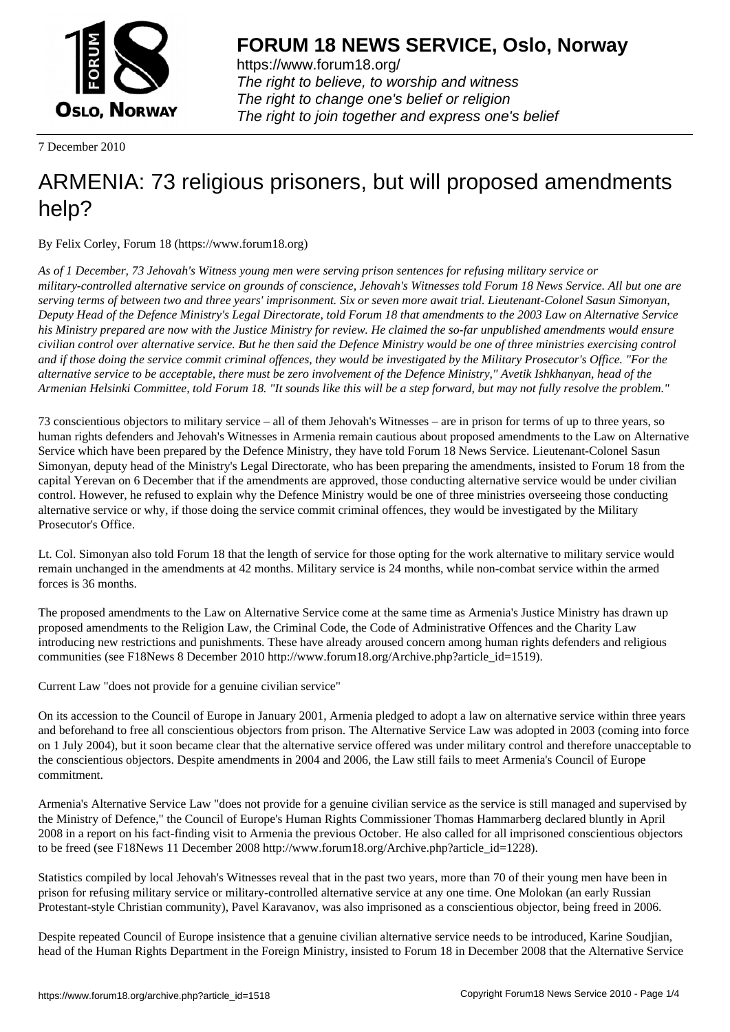# FORUM 18 NEWS SERVICE, Oslo, Norway

https://www.forum18.org/
*The right to believe, to worship and witness*
*The right to change one's belief or religion*
*The right to join together and express one's belief*

7 December 2010

# ARMENIA: 73 religious prisoners, but will proposed amendments help?

By Felix Corley, Forum 18 (https://www.forum18.org)

*As of 1 December, 73 Jehovah's Witness young men were serving prison sentences for refusing military service or military-controlled alternative service on grounds of conscience, Jehovah's Witnesses told Forum 18 News Service. All but one are serving terms of between two and three years' imprisonment. Six or seven more await trial. Lieutenant-Colonel Sasun Simonyan, Deputy Head of the Defence Ministry's Legal Directorate, told Forum 18 that amendments to the 2003 Law on Alternative Service his Ministry prepared are now with the Justice Ministry for review. He claimed the so-far unpublished amendments would ensure civilian control over alternative service. But he then said the Defence Ministry would be one of three ministries exercising control and if those doing the service commit criminal offences, they would be investigated by the Military Prosecutor's Office. "For the alternative service to be acceptable, there must be zero involvement of the Defence Ministry," Avetik Ishkhanyan, head of the Armenian Helsinki Committee, told Forum 18. "It sounds like this will be a step forward, but may not fully resolve the problem."*

73 conscientious objectors to military service – all of them Jehovah's Witnesses – are in prison for terms of up to three years, so human rights defenders and Jehovah's Witnesses in Armenia remain cautious about proposed amendments to the Law on Alternative Service which have been prepared by the Defence Ministry, they have told Forum 18 News Service. Lieutenant-Colonel Sasun Simonyan, deputy head of the Ministry's Legal Directorate, who has been preparing the amendments, insisted to Forum 18 from the capital Yerevan on 6 December that if the amendments are approved, those conducting alternative service would be under civilian control. However, he refused to explain why the Defence Ministry would be one of three ministries overseeing those conducting alternative service or why, if those doing the service commit criminal offences, they would be investigated by the Military Prosecutor's Office.

Lt. Col. Simonyan also told Forum 18 that the length of service for those opting for the work alternative to military service would remain unchanged in the amendments at 42 months. Military service is 24 months, while non-combat service within the armed forces is 36 months.

The proposed amendments to the Law on Alternative Service come at the same time as Armenia's Justice Ministry has drawn up proposed amendments to the Religion Law, the Criminal Code, the Code of Administrative Offences and the Charity Law introducing new restrictions and punishments. These have already aroused concern among human rights defenders and religious communities (see F18News 8 December 2010 http://www.forum18.org/Archive.php?article_id=1519).

Current Law "does not provide for a genuine civilian service"

On its accession to the Council of Europe in January 2001, Armenia pledged to adopt a law on alternative service within three years and beforehand to free all conscientious objectors from prison. The Alternative Service Law was adopted in 2003 (coming into force on 1 July 2004), but it soon became clear that the alternative service offered was under military control and therefore unacceptable to the conscientious objectors. Despite amendments in 2004 and 2006, the Law still fails to meet Armenia's Council of Europe commitment.

Armenia's Alternative Service Law "does not provide for a genuine civilian service as the service is still managed and supervised by the Ministry of Defence," the Council of Europe's Human Rights Commissioner Thomas Hammarberg declared bluntly in April 2008 in a report on his fact-finding visit to Armenia the previous October. He also called for all imprisoned conscientious objectors to be freed (see F18News 11 December 2008 http://www.forum18.org/Archive.php?article_id=1228).

Statistics compiled by local Jehovah's Witnesses reveal that in the past two years, more than 70 of their young men have been in prison for refusing military service or military-controlled alternative service at any one time. One Molokan (an early Russian Protestant-style Christian community), Pavel Karavanov, was also imprisoned as a conscientious objector, being freed in 2006.

Despite repeated Council of Europe insistence that a genuine civilian alternative service needs to be introduced, Karine Soudjian, head of the Human Rights Department in the Foreign Ministry, insisted to Forum 18 in December 2008 that the Alternative Service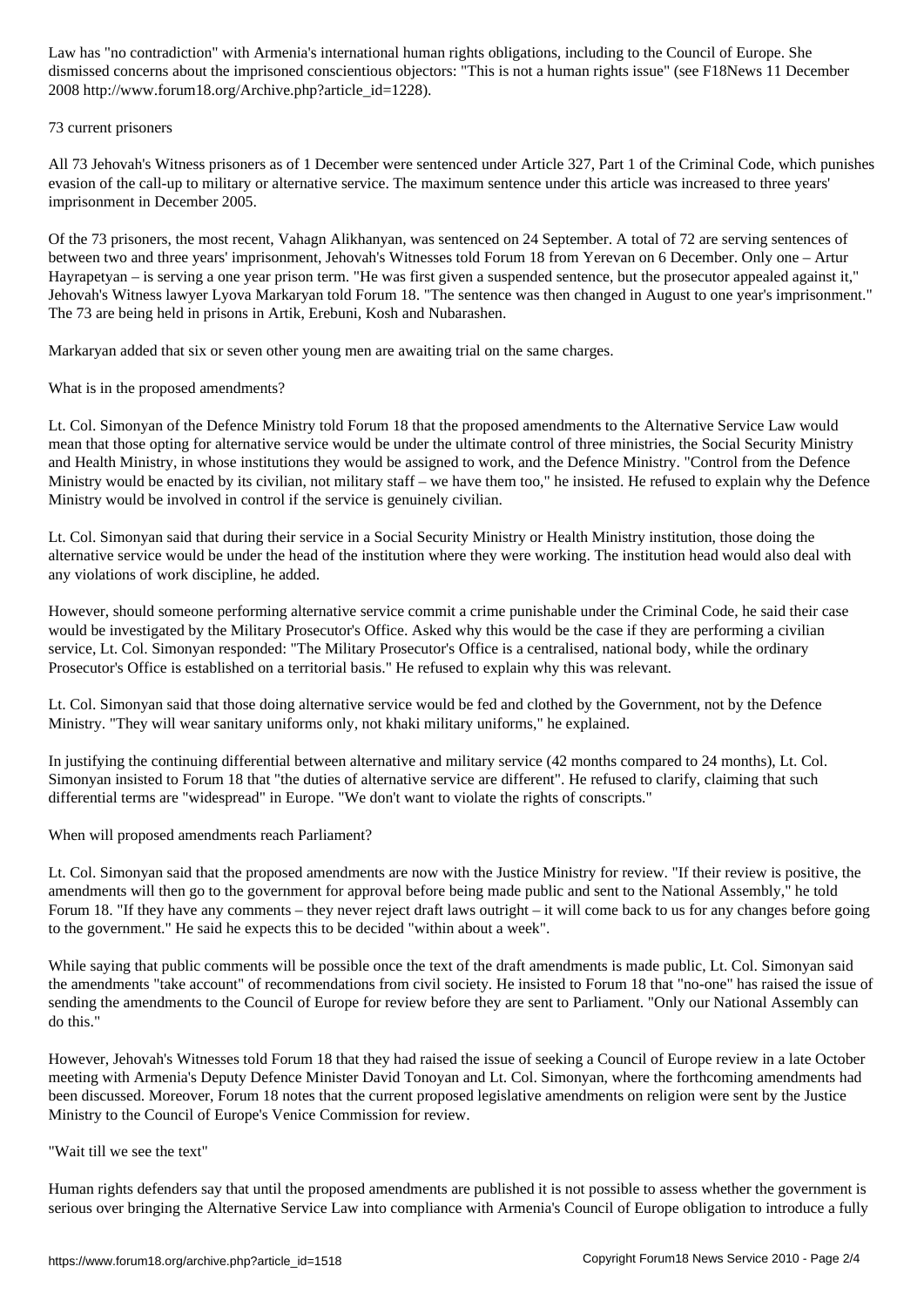Law has "no contradiction" with Armenia's international human rights obligations, including to the Council of Europe. She dismissed concerns about the imprisoned conscientious objectors: "This is not a human rights issue" (see F18News 11 December 2008 http://www.forum18.org/Archive.php?article_id=1228).

## 73 current prisoners

All 73 Jehovah's Witness prisoners as of 1 December were sentenced under Article 327, Part 1 of the Criminal Code, which punishes evasion of the call-up to military or alternative service. The maximum sentence under this article was increased to three years' imprisonment in December 2005.

Of the 73 prisoners, the most recent, Vahagn Alikhanyan, was sentenced on 24 September. A total of 72 are serving sentences of between two and three years' imprisonment, Jehovah's Witnesses told Forum 18 from Yerevan on 6 December. Only one – Artur Hayrapetyan – is serving a one year prison term. "He was first given a suspended sentence, but the prosecutor appealed against it," Jehovah's Witness lawyer Lyova Markaryan told Forum 18. "The sentence was then changed in August to one year's imprisonment." The 73 are being held in prisons in Artik, Erebuni, Kosh and Nubarashen.

Markaryan added that six or seven other young men are awaiting trial on the same charges.

## What is in the proposed amendments?

Lt. Col. Simonyan of the Defence Ministry told Forum 18 that the proposed amendments to the Alternative Service Law would mean that those opting for alternative service would be under the ultimate control of three ministries, the Social Security Ministry and Health Ministry, in whose institutions they would be assigned to work, and the Defence Ministry. "Control from the Defence Ministry would be enacted by its civilian, not military staff – we have them too," he insisted. He refused to explain why the Defence Ministry would be involved in control if the service is genuinely civilian.

Lt. Col. Simonyan said that during their service in a Social Security Ministry or Health Ministry institution, those doing the alternative service would be under the head of the institution where they were working. The institution head would also deal with any violations of work discipline, he added.

However, should someone performing alternative service commit a crime punishable under the Criminal Code, he said their case would be investigated by the Military Prosecutor's Office. Asked why this would be the case if they are performing a civilian service, Lt. Col. Simonyan responded: "The Military Prosecutor's Office is a centralised, national body, while the ordinary Prosecutor's Office is established on a territorial basis." He refused to explain why this was relevant.

Lt. Col. Simonyan said that those doing alternative service would be fed and clothed by the Government, not by the Defence Ministry. "They will wear sanitary uniforms only, not khaki military uniforms," he explained.

In justifying the continuing differential between alternative and military service (42 months compared to 24 months), Lt. Col. Simonyan insisted to Forum 18 that "the duties of alternative service are different". He refused to clarify, claiming that such differential terms are "widespread" in Europe. "We don't want to violate the rights of conscripts."

## When will proposed amendments reach Parliament?

Lt. Col. Simonyan said that the proposed amendments are now with the Justice Ministry for review. "If their review is positive, the amendments will then go to the government for approval before being made public and sent to the National Assembly," he told Forum 18. "If they have any comments – they never reject draft laws outright – it will come back to us for any changes before going to the government." He said he expects this to be decided "within about a week".

While saying that public comments will be possible once the text of the draft amendments is made public, Lt. Col. Simonyan said the amendments "take account" of recommendations from civil society. He insisted to Forum 18 that "no-one" has raised the issue of sending the amendments to the Council of Europe for review before they are sent to Parliament. "Only our National Assembly can do this."

However, Jehovah's Witnesses told Forum 18 that they had raised the issue of seeking a Council of Europe review in a late October meeting with Armenia's Deputy Defence Minister David Tonoyan and Lt. Col. Simonyan, where the forthcoming amendments had been discussed. Moreover, Forum 18 notes that the current proposed legislative amendments on religion were sent by the Justice Ministry to the Council of Europe's Venice Commission for review.

## "Wait till we see the text"

Human rights defenders say that until the proposed amendments are published it is not possible to assess whether the government is serious over bringing the Alternative Service Law into compliance with Armenia's Council of Europe obligation to introduce a fully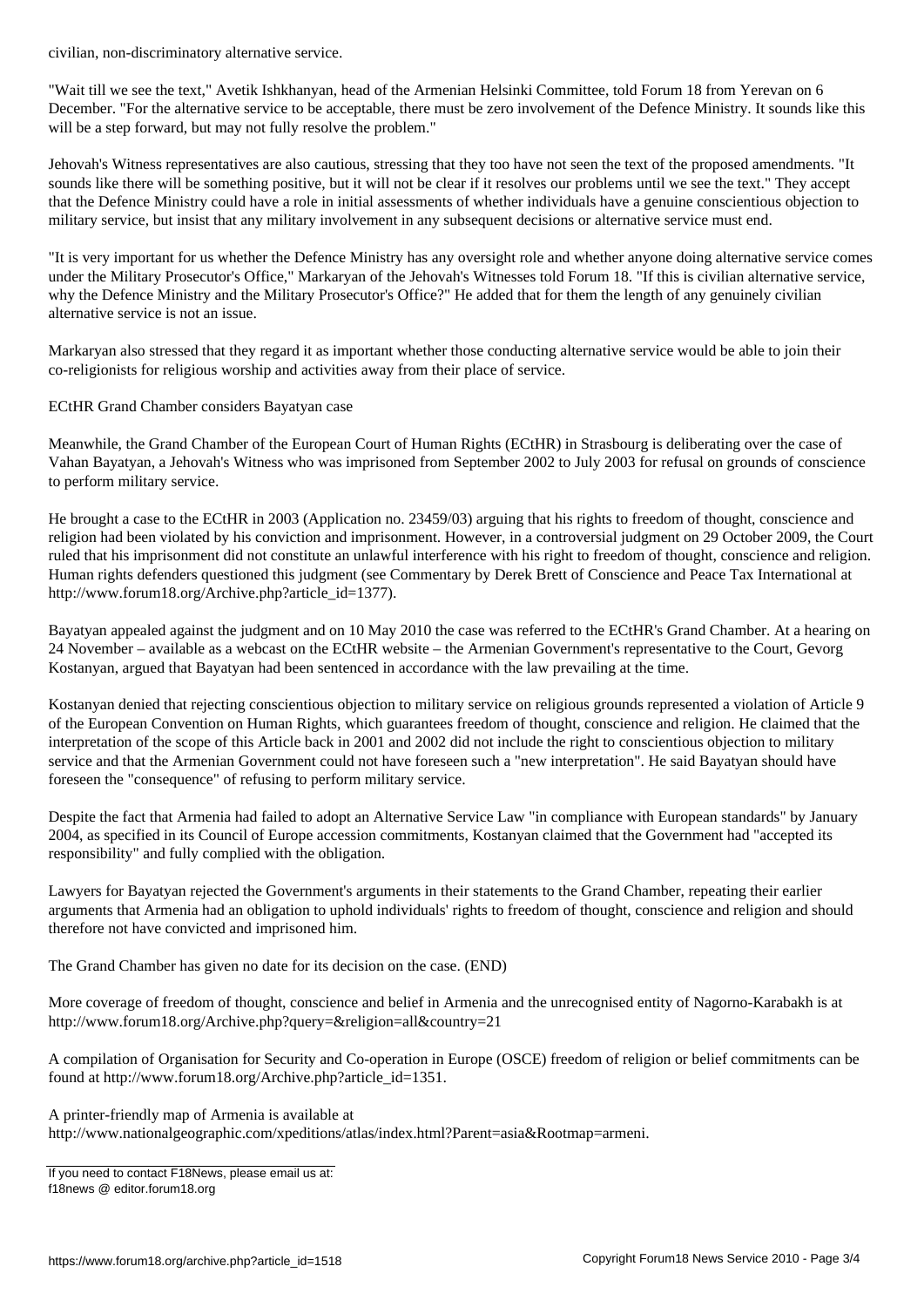civilian, non-discriminatory alternative service.

"Wait till we see the text," Avetik Ishkhanyan, head of the Armenian Helsinki Committee, told Forum 18 from Yerevan on 6 December. "For the alternative service to be acceptable, there must be zero involvement of the Defence Ministry. It sounds like this will be a step forward, but may not fully resolve the problem."

Jehovah's Witness representatives are also cautious, stressing that they too have not seen the text of the proposed amendments. "It sounds like there will be something positive, but it will not be clear if it resolves our problems until we see the text." They accept that the Defence Ministry could have a role in initial assessments of whether individuals have a genuine conscientious objection to military service, but insist that any military involvement in any subsequent decisions or alternative service must end.

"It is very important for us whether the Defence Ministry has any oversight role and whether anyone doing alternative service comes under the Military Prosecutor's Office," Markaryan of the Jehovah's Witnesses told Forum 18. "If this is civilian alternative service, why the Defence Ministry and the Military Prosecutor's Office?" He added that for them the length of any genuinely civilian alternative service is not an issue.

Markaryan also stressed that they regard it as important whether those conducting alternative service would be able to join their co-religionists for religious worship and activities away from their place of service.

## ECtHR Grand Chamber considers Bayatyan case

Meanwhile, the Grand Chamber of the European Court of Human Rights (ECtHR) in Strasbourg is deliberating over the case of Vahan Bayatyan, a Jehovah's Witness who was imprisoned from September 2002 to July 2003 for refusal on grounds of conscience to perform military service.

He brought a case to the ECtHR in 2003 (Application no. 23459/03) arguing that his rights to freedom of thought, conscience and religion had been violated by his conviction and imprisonment. However, in a controversial judgment on 29 October 2009, the Court ruled that his imprisonment did not constitute an unlawful interference with his right to freedom of thought, conscience and religion. Human rights defenders questioned this judgment (see Commentary by Derek Brett of Conscience and Peace Tax International at http://www.forum18.org/Archive.php?article_id=1377).

Bayatyan appealed against the judgment and on 10 May 2010 the case was referred to the ECtHR's Grand Chamber. At a hearing on 24 November – available as a webcast on the ECtHR website – the Armenian Government's representative to the Court, Gevorg Kostanyan, argued that Bayatyan had been sentenced in accordance with the law prevailing at the time.

Kostanyan denied that rejecting conscientious objection to military service on religious grounds represented a violation of Article 9 of the European Convention on Human Rights, which guarantees freedom of thought, conscience and religion. He claimed that the interpretation of the scope of this Article back in 2001 and 2002 did not include the right to conscientious objection to military service and that the Armenian Government could not have foreseen such a "new interpretation". He said Bayatyan should have foreseen the "consequence" of refusing to perform military service.

Despite the fact that Armenia had failed to adopt an Alternative Service Law "in compliance with European standards" by January 2004, as specified in its Council of Europe accession commitments, Kostanyan claimed that the Government had "accepted its responsibility" and fully complied with the obligation.

Lawyers for Bayatyan rejected the Government's arguments in their statements to the Grand Chamber, repeating their earlier arguments that Armenia had an obligation to uphold individuals' rights to freedom of thought, conscience and religion and should therefore not have convicted and imprisoned him.

The Grand Chamber has given no date for its decision on the case. (END)

More coverage of freedom of thought, conscience and belief in Armenia and the unrecognised entity of Nagorno-Karabakh is at http://www.forum18.org/Archive.php?query=&religion=all&country=21

A compilation of Organisation for Security and Co-operation in Europe (OSCE) freedom of religion or belief commitments can be found at http://www.forum18.org/Archive.php?article_id=1351.

A printer-friendly map of Armenia is available at http://www.nationalgeographic.com/xpeditions/atlas/index.html?Parent=asia&Rootmap=armeni.

If you need to contact F18News, please email us at:
f18news @ editor.forum18.org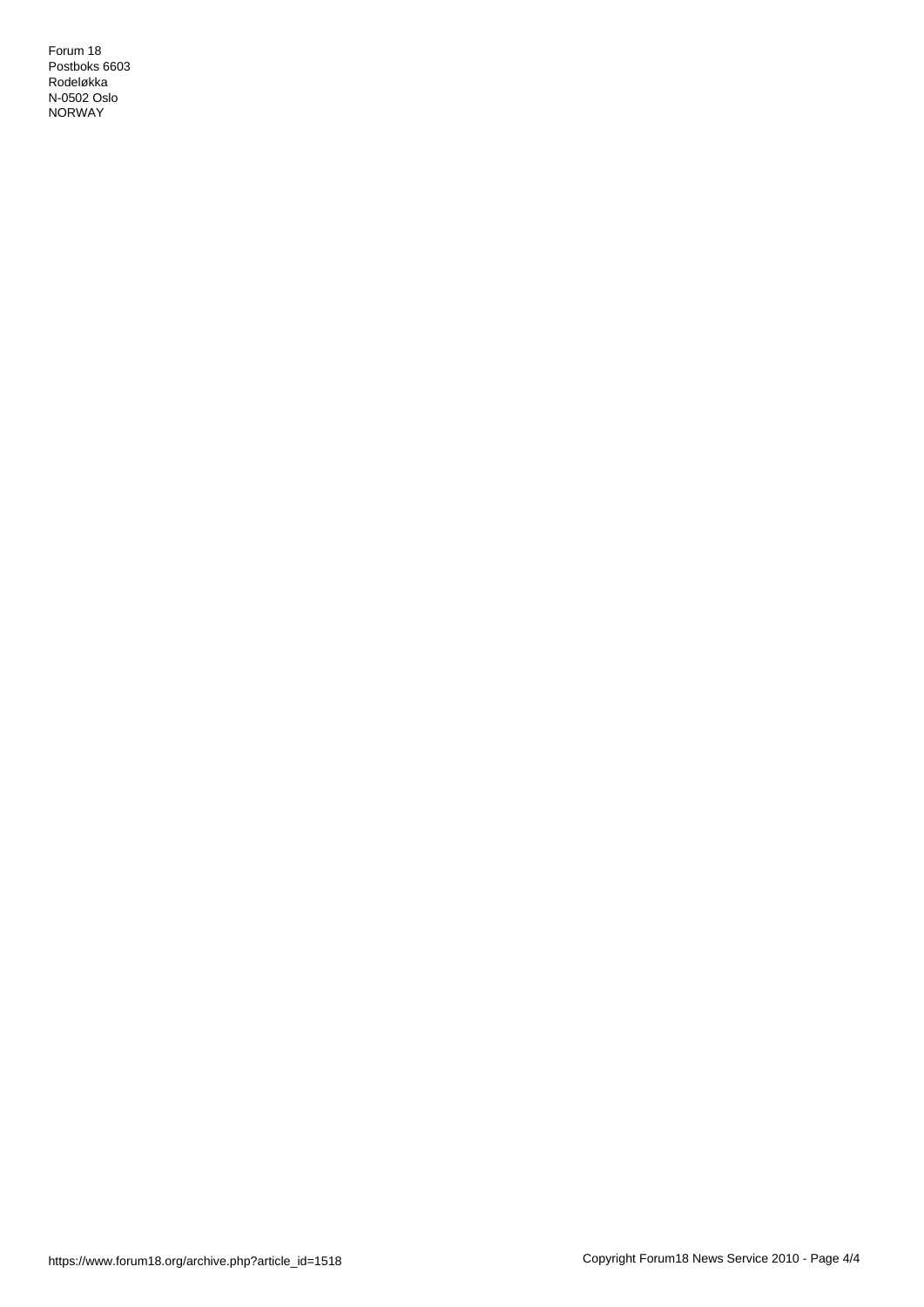Forum 18
Postboks 6603
Rodeløkka
N-0502 Oslo
NORWAY